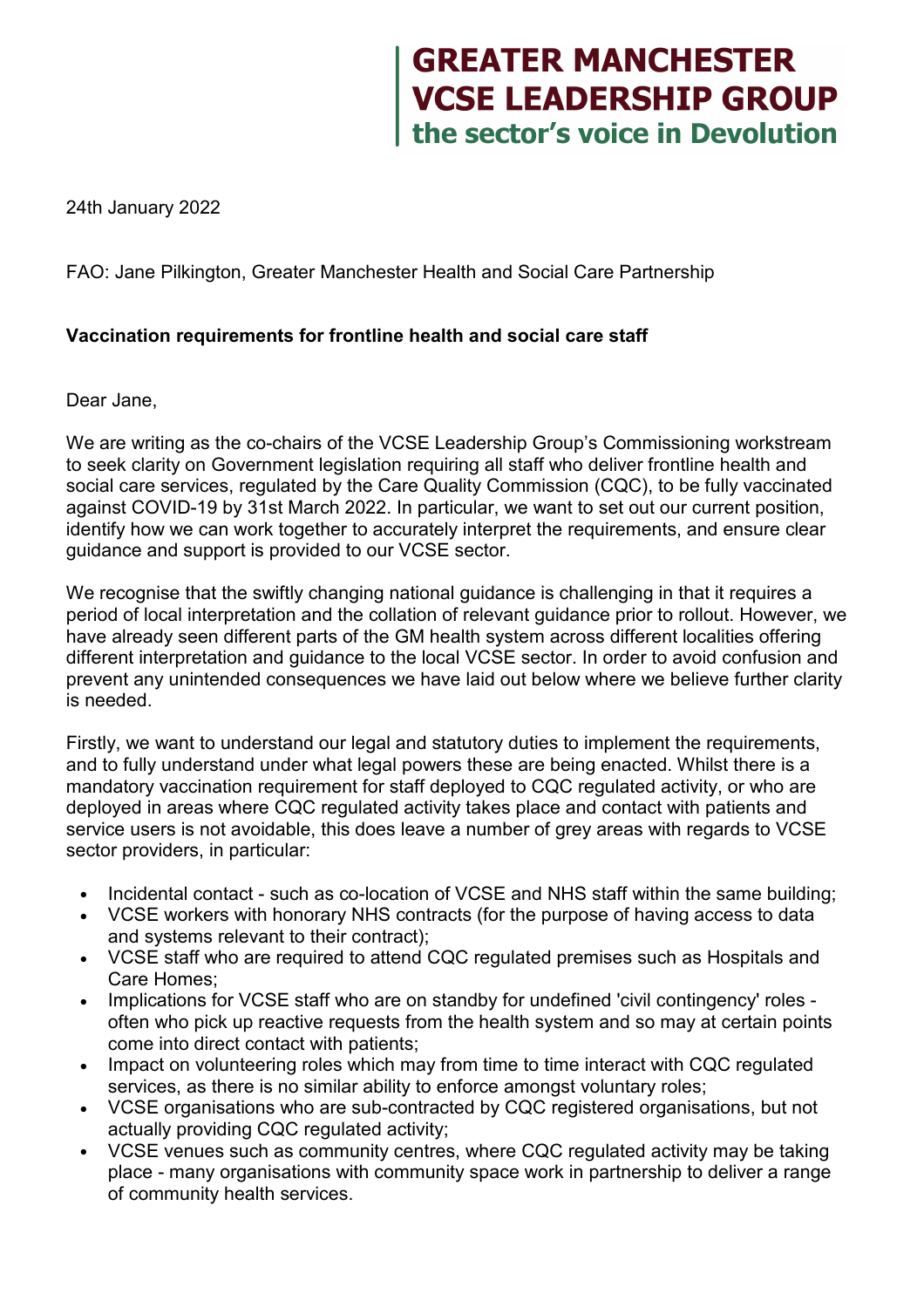# GREATER MANCHESTER VCSE LEADERSHIP GROUP
**the sector's voice in Devolution**

24th January 2022

FAO: Jane Pilkington, Greater Manchester Health and Social Care Partnership

**Vaccination requirements for frontline health and social care staff**

Dear Jane,

We are writing as the co-chairs of the VCSE Leadership Group's Commissioning workstream to seek clarity on Government legislation requiring all staff who deliver frontline health and social care services, regulated by the Care Quality Commission (CQC), to be fully vaccinated against COVID-19 by 31st March 2022. In particular, we want to set out our current position, identify how we can work together to accurately interpret the requirements, and ensure clear guidance and support is provided to our VCSE sector.

We recognise that the swiftly changing national guidance is challenging in that it requires a period of local interpretation and the collation of relevant guidance prior to rollout. However, we have already seen different parts of the GM health system across different localities offering different interpretation and guidance to the local VCSE sector. In order to avoid confusion and prevent any unintended consequences we have laid out below where we believe further clarity is needed.

Firstly, we want to understand our legal and statutory duties to implement the requirements, and to fully understand under what legal powers these are being enacted. Whilst there is a mandatory vaccination requirement for staff deployed to CQC regulated activity, or who are deployed in areas where CQC regulated activity takes place and contact with patients and service users is not avoidable, this does leave a number of grey areas with regards to VCSE sector providers, in particular:

- Incidental contact - such as co-location of VCSE and NHS staff within the same building;
- VCSE workers with honorary NHS contracts (for the purpose of having access to data and systems relevant to their contract);
- VCSE staff who are required to attend CQC regulated premises such as Hospitals and Care Homes;
- Implications for VCSE staff who are on standby for undefined 'civil contingency' roles - often who pick up reactive requests from the health system and so may at certain points come into direct contact with patients;
- Impact on volunteering roles which may from time to time interact with CQC regulated services, as there is no similar ability to enforce amongst voluntary roles;
- VCSE organisations who are sub-contracted by CQC registered organisations, but not actually providing CQC regulated activity;
- VCSE venues such as community centres, where CQC regulated activity may be taking place - many organisations with community space work in partnership to deliver a range of community health services.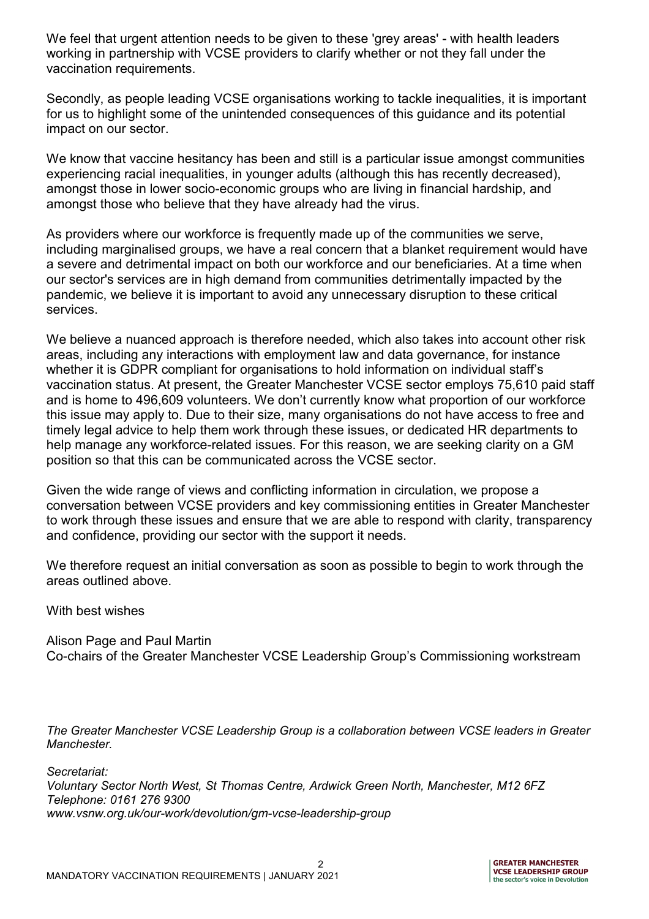We feel that urgent attention needs to be given to these 'grey areas' - with health leaders working in partnership with VCSE providers to clarify whether or not they fall under the vaccination requirements.

Secondly, as people leading VCSE organisations working to tackle inequalities, it is important for us to highlight some of the unintended consequences of this guidance and its potential impact on our sector.

We know that vaccine hesitancy has been and still is a particular issue amongst communities experiencing racial inequalities, in younger adults (although this has recently decreased), amongst those in lower socio-economic groups who are living in financial hardship, and amongst those who believe that they have already had the virus.

As providers where our workforce is frequently made up of the communities we serve, including marginalised groups, we have a real concern that a blanket requirement would have a severe and detrimental impact on both our workforce and our beneficiaries. At a time when our sector's services are in high demand from communities detrimentally impacted by the pandemic, we believe it is important to avoid any unnecessary disruption to these critical services.

We believe a nuanced approach is therefore needed, which also takes into account other risk areas, including any interactions with employment law and data governance, for instance whether it is GDPR compliant for organisations to hold information on individual staff's vaccination status. At present, the Greater Manchester VCSE sector employs 75,610 paid staff and is home to 496,609 volunteers. We don't currently know what proportion of our workforce this issue may apply to. Due to their size, many organisations do not have access to free and timely legal advice to help them work through these issues, or dedicated HR departments to help manage any workforce-related issues. For this reason, we are seeking clarity on a GM position so that this can be communicated across the VCSE sector.

Given the wide range of views and conflicting information in circulation, we propose a conversation between VCSE providers and key commissioning entities in Greater Manchester to work through these issues and ensure that we are able to respond with clarity, transparency and confidence, providing our sector with the support it needs.

We therefore request an initial conversation as soon as possible to begin to work through the areas outlined above.

With best wishes

Alison Page and Paul Martin
Co-chairs of the Greater Manchester VCSE Leadership Group's Commissioning workstream

*The Greater Manchester VCSE Leadership Group is a collaboration between VCSE leaders in Greater Manchester.*

*Secretariat:*
*Voluntary Sector North West, St Thomas Centre, Ardwick Green North, Manchester, M12 6FZ*
*Telephone: 0161 276 9300*
*www.vsnw.org.uk/our-work/devolution/gm-vcse-leadership-group*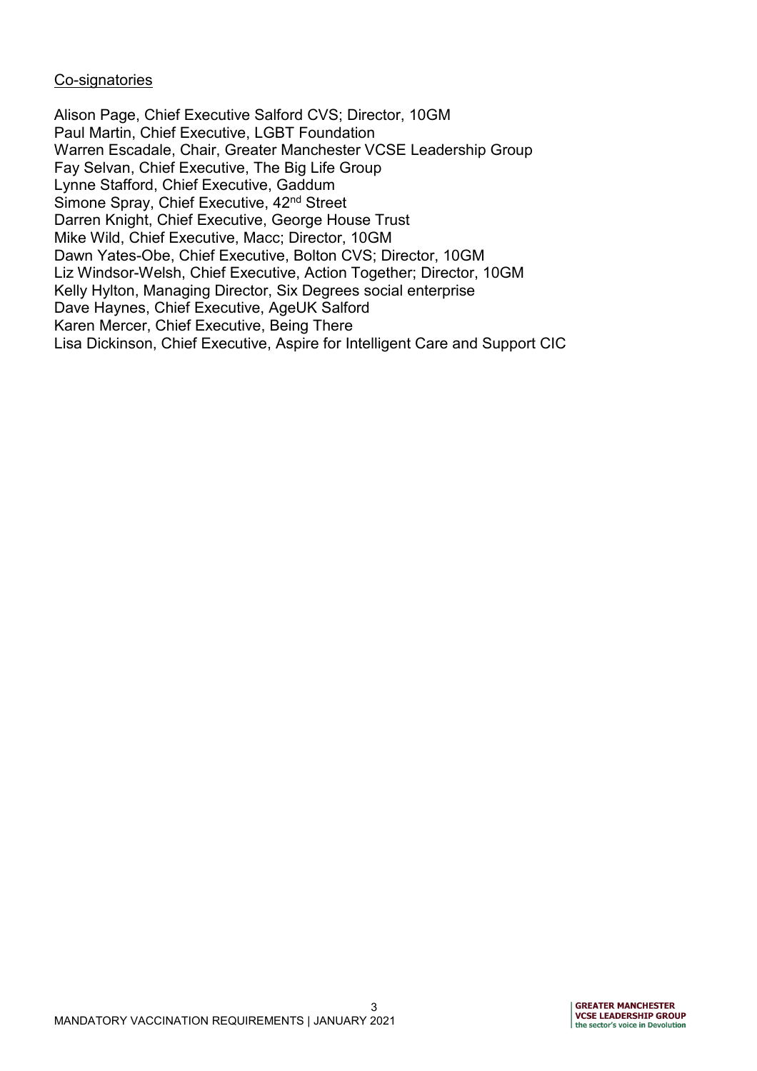Co-signatories

Alison Page, Chief Executive Salford CVS; Director, 10GM
Paul Martin, Chief Executive, LGBT Foundation
Warren Escadale, Chair, Greater Manchester VCSE Leadership Group
Fay Selvan, Chief Executive, The Big Life Group
Lynne Stafford, Chief Executive, Gaddum
Simone Spray, Chief Executive, 42nd Street
Darren Knight, Chief Executive, George House Trust
Mike Wild, Chief Executive, Macc; Director, 10GM
Dawn Yates-Obe, Chief Executive, Bolton CVS; Director, 10GM
Liz Windsor-Welsh, Chief Executive, Action Together; Director, 10GM
Kelly Hylton, Managing Director, Six Degrees social enterprise
Dave Haynes, Chief Executive, AgeUK Salford
Karen Mercer, Chief Executive, Being There
Lisa Dickinson, Chief Executive, Aspire for Intelligent Care and Support CIC